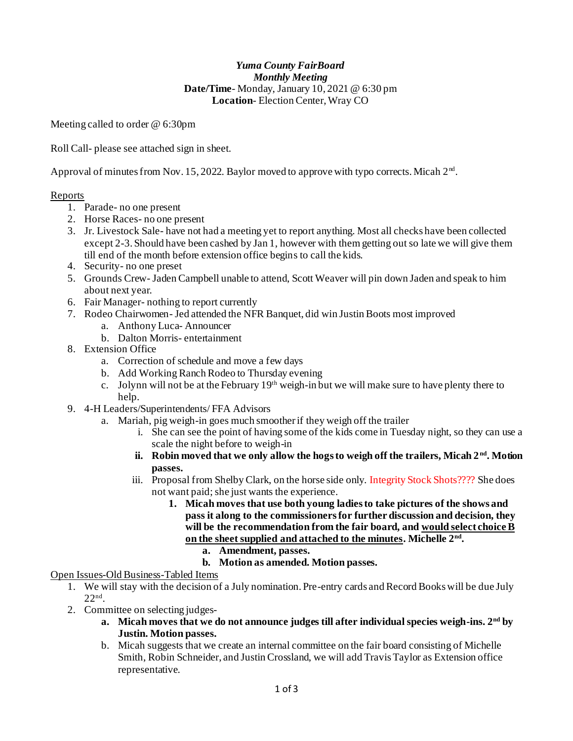***Yuma County FairBoard***
***Monthly Meeting***
**Date/Time**- Monday, January 10, 2021 @ 6:30 pm
**Location**- Election Center, Wray CO

Meeting called to order @ 6:30pm

Roll Call- please see attached sign in sheet.

Approval of minutes from Nov. 15, 2022. Baylor moved to approve with typo corrects. Micah 2nd.

<u>Reports</u>

1. Parade- no one present
2. Horse Races- no one present
3. Jr. Livestock Sale- have not had a meeting yet to report anything. Most all checks have been collected except 2-3. Should have been cashed by Jan 1, however with them getting out so late we will give them till end of the month before extension office begins to call the kids.
4. Security- no one preset
5. Grounds Crew- Jaden Campbell unable to attend, Scott Weaver will pin down Jaden and speak to him about next year.
6. Fair Manager- nothing to report currently
7. Rodeo Chairwomen- Jed attended the NFR Banquet, did win Justin Boots most improved
   a. Anthony Luca- Announcer
   b. Dalton Morris- entertainment
8. Extension Office
   a. Correction of schedule and move a few days
   b. Add Working Ranch Rodeo to Thursday evening
   c. Jolynn will not be at the February 19th weigh-in but we will make sure to have plenty there to help.
9. 4-H Leaders/Superintendents/ FFA Advisors
   a. Mariah, pig weigh-in goes much smoother if they weigh off the trailer
      i. She can see the point of having some of the kids come in Tuesday night, so they can use a scale the night before to weigh-in
      ii. **Robin moved that we only allow the hogs to weigh off the trailers, Micah 2nd. Motion passes.**
      iii. Proposal from Shelby Clark, on the horse side only. Integrity Stock Shots???? She does not want paid; she just wants the experience.
         1. **Micah moves that use both young ladies to take pictures of the shows and pass it along to the commissioners for further discussion and decision, they will be the recommendation from the fair board, and <u>would select choice B on the sheet supplied and attached to the minutes</u>. Michelle 2nd.**
            a. **Amendment, passes.**
            b. **Motion as amended. Motion passes.**

<u>Open Issues-Old Business-Tabled Items</u>

1. We will stay with the decision of a July nomination. Pre-entry cards and Record Books will be due July 22nd.
2. Committee on selecting judges-
   a. **Micah moves that we do not announce judges till after individual species weigh-ins. 2nd by Justin. Motion passes.**
   b. Micah suggests that we create an internal committee on the fair board consisting of Michelle Smith, Robin Schneider, and Justin Crossland, we will add Travis Taylor as Extension office representative.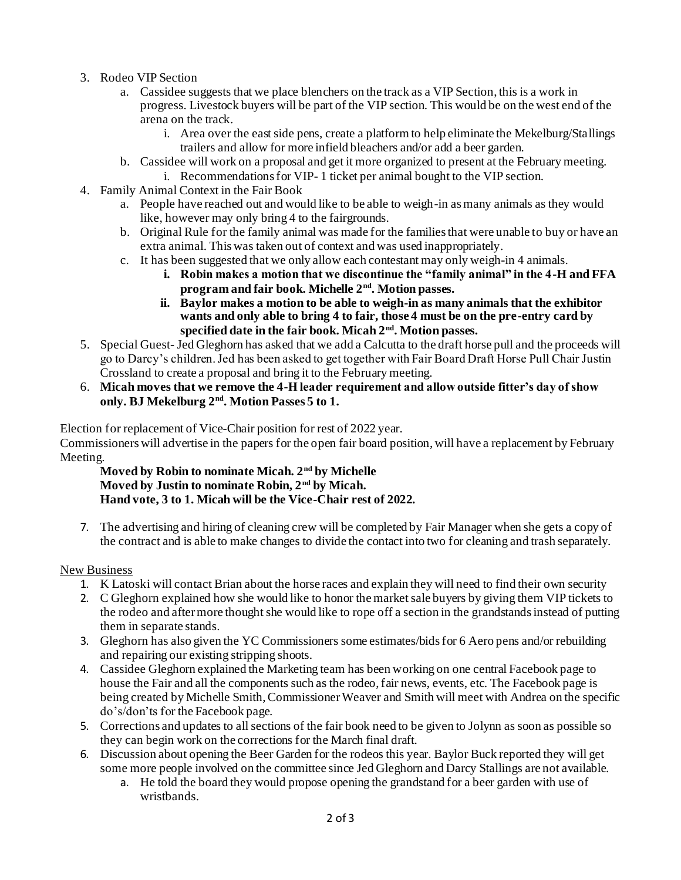3. Rodeo VIP Section
    a. Cassidee suggests that we place blenchers on the track as a VIP Section, this is a work in progress. Livestock buyers will be part of the VIP section. This would be on the west end of the arena on the track.
        i. Area over the east side pens, create a platform to help eliminate the Mekelburg/Stallings trailers and allow for more infield bleachers and/or add a beer garden.
    b. Cassidee will work on a proposal and get it more organized to present at the February meeting.
        i. Recommendations for VIP- 1 ticket per animal bought to the VIP section.
4. Family Animal Context in the Fair Book
    a. People have reached out and would like to be able to weigh-in as many animals as they would like, however may only bring 4 to the fairgrounds.
    b. Original Rule for the family animal was made for the families that were unable to buy or have an extra animal. This was taken out of context and was used inappropriately.
    c. It has been suggested that we only allow each contestant may only weigh-in 4 animals.
        i. **Robin makes a motion that we discontinue the "family animal" in the 4-H and FFA program and fair book. Michelle 2nd. Motion passes.**
        ii. **Baylor makes a motion to be able to weigh-in as many animals that the exhibitor wants and only able to bring 4 to fair, those 4 must be on the pre-entry card by specified date in the fair book. Micah 2nd. Motion passes.**
5. Special Guest- Jed Gleghorn has asked that we add a Calcutta to the draft horse pull and the proceeds will go to Darcy's children. Jed has been asked to get together with Fair Board Draft Horse Pull Chair Justin Crossland to create a proposal and bring it to the February meeting.
6. **Micah moves that we remove the 4-H leader requirement and allow outside fitter's day of show only. BJ Mekelburg 2nd. Motion Passes 5 to 1.**

Election for replacement of Vice-Chair position for rest of 2022 year.
Commissioners will advertise in the papers for the open fair board position, will have a replacement by February Meeting.

**Moved by Robin to nominate Micah. 2nd by Michelle**
**Moved by Justin to nominate Robin, 2nd by Micah.**
**Hand vote, 3 to 1. Micah will be the Vice-Chair rest of 2022.**

7. The advertising and hiring of cleaning crew will be completed by Fair Manager when she gets a copy of the contract and is able to make changes to divide the contact into two for cleaning and trash separately.

New Business

1. K Latoski will contact Brian about the horse races and explain they will need to find their own security
2. C Gleghorn explained how she would like to honor the market sale buyers by giving them VIP tickets to the rodeo and after more thought she would like to rope off a section in the grandstands instead of putting them in separate stands.
3. Gleghorn has also given the YC Commissioners some estimates/bids for 6 Aero pens and/or rebuilding and repairing our existing stripping shoots.
4. Cassidee Gleghorn explained the Marketing team has been working on one central Facebook page to house the Fair and all the components such as the rodeo, fair news, events, etc. The Facebook page is being created by Michelle Smith, Commissioner Weaver and Smith will meet with Andrea on the specific do's/don'ts for the Facebook page.
5. Corrections and updates to all sections of the fair book need to be given to Jolynn as soon as possible so they can begin work on the corrections for the March final draft.
6. Discussion about opening the Beer Garden for the rodeos this year. Baylor Buck reported they will get some more people involved on the committee since Jed Gleghorn and Darcy Stallings are not available.
    a. He told the board they would propose opening the grandstand for a beer garden with use of wristbands.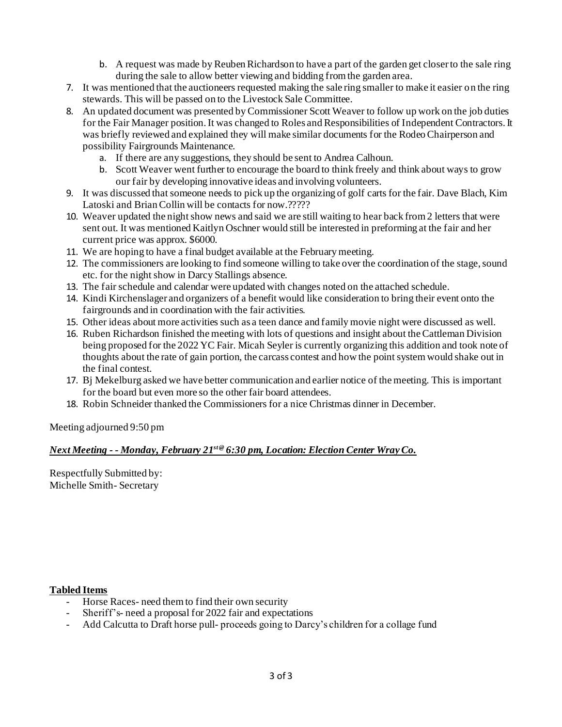b. A request was made by Reuben Richardson to have a part of the garden get closer to the sale ring during the sale to allow better viewing and bidding from the garden area.
7. It was mentioned that the auctioneers requested making the sale ring smaller to make it easier on the ring stewards. This will be passed on to the Livestock Sale Committee.
8. An updated document was presented by Commissioner Scott Weaver to follow up work on the job duties for the Fair Manager position. It was changed to Roles and Responsibilities of Independent Contractors. It was briefly reviewed and explained they will make similar documents for the Rodeo Chairperson and possibility Fairgrounds Maintenance.
   a. If there are any suggestions, they should be sent to Andrea Calhoun.
   b. Scott Weaver went further to encourage the board to think freely and think about ways to grow our fair by developing innovative ideas and involving volunteers.
9. It was discussed that someone needs to pick up the organizing of golf carts for the fair. Dave Blach, Kim Latoski and Brian Collin will be contacts for now.?????
10. Weaver updated the night show news and said we are still waiting to hear back from 2 letters that were sent out. It was mentioned Kaitlyn Oschner would still be interested in preforming at the fair and her current price was approx. $6000.
11. We are hoping to have a final budget available at the February meeting.
12. The commissioners are looking to find someone willing to take over the coordination of the stage, sound etc. for the night show in Darcy Stallings absence.
13. The fair schedule and calendar were updated with changes noted on the attached schedule.
14. Kindi Kirchenslager and organizers of a benefit would like consideration to bring their event onto the fairgrounds and in coordination with the fair activities.
15. Other ideas about more activities such as a teen dance and family movie night were discussed as well.
16. Ruben Richardson finished the meeting with lots of questions and insight about the Cattleman Division being proposed for the 2022 YC Fair. Micah Seyler is currently organizing this addition and took note of thoughts about the rate of gain portion, the carcass contest and how the point system would shake out in the final contest.
17. Bj Mekelburg asked we have better communication and earlier notice of the meeting. This is important for the board but even more so the other fair board attendees.
18. Robin Schneider thanked the Commissioners for a nice Christmas dinner in December.

Meeting adjourned 9:50 pm

***Next Meeting - - Monday, February 21st@ 6:30 pm, Location: Election Center Wray Co.***

Respectfully Submitted by:
Michelle Smith- Secretary

**Tabled Items**

- Horse Races- need them to find their own security
- Sheriff's- need a proposal for 2022 fair and expectations
- Add Calcutta to Draft horse pull- proceeds going to Darcy's children for a collage fund